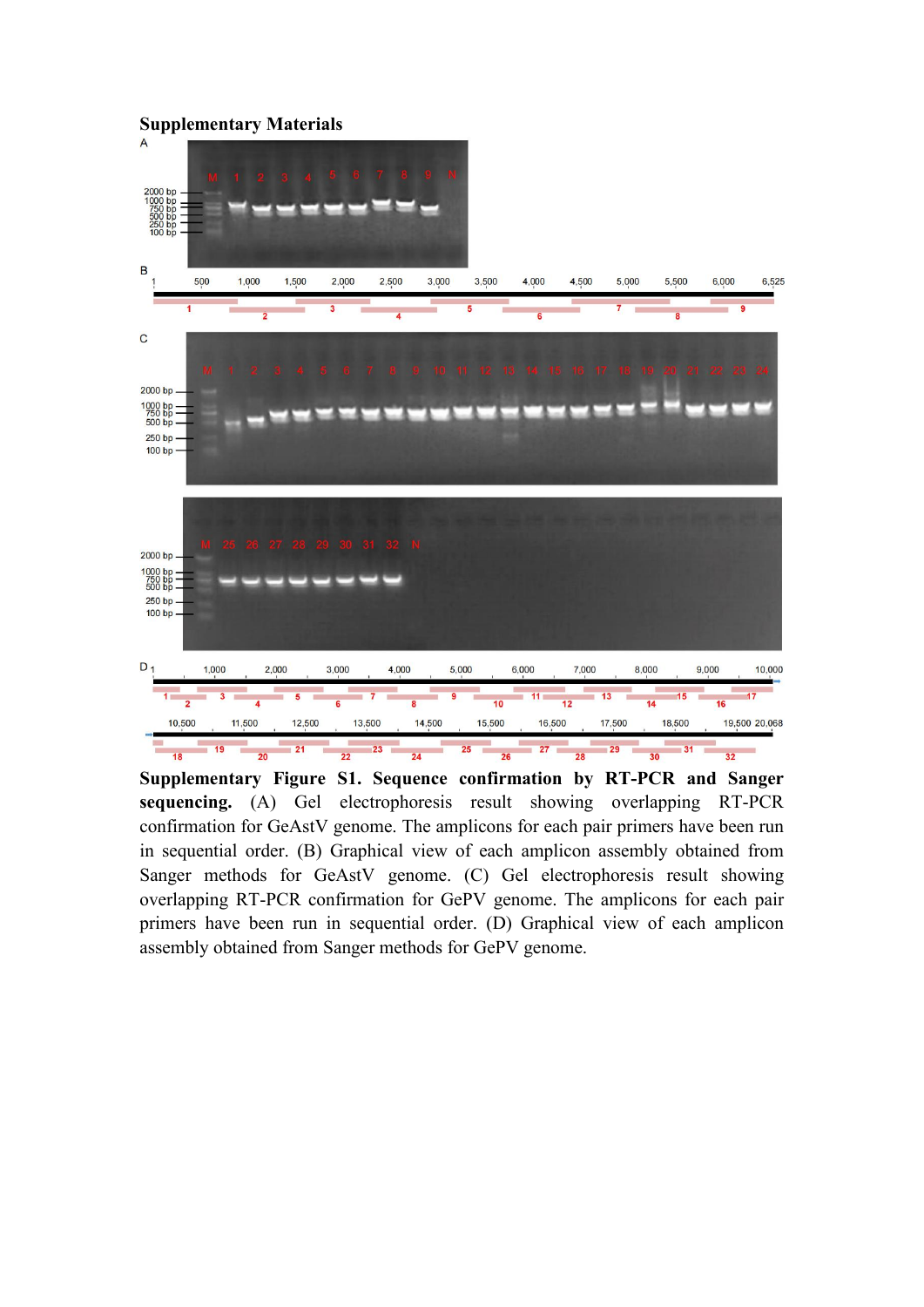## Supplementary Materials

**Supplementary Figure S1. Sequence confirmation by RT-PCR and Sanger sequencing.** (A) Gel electrophoresis result showing overlapping RT-PCR confirmation for GeAstV genome. The amplicons for each pair primers have been run in sequential order. (B) Graphical view of each amplicon assembly obtained from Sanger methods for GeAstV genome. (C) Gel electrophoresis result showing overlapping RT-PCR confirmation for GePV genome. The amplicons for each pair primers have been run in sequential order. (D) Graphical view of each amplicon assembly obtained from Sanger methods for GePV genome.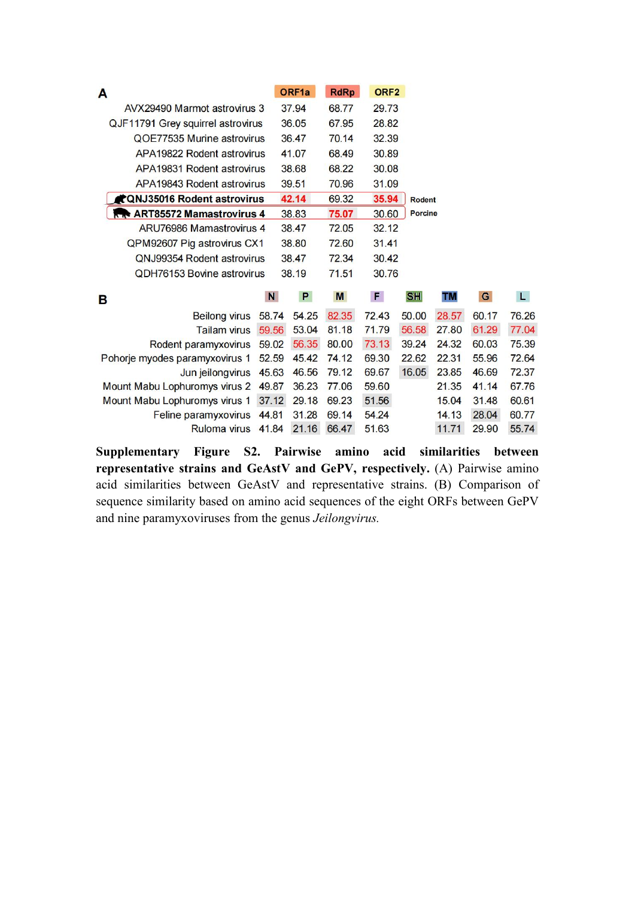**A**

| | ORF1a | RdRp | ORF2 | |
|---|---|---|---|---|
| AVX29490 Marmot astrovirus 3 | 37.94 | 68.77 | 29.73 | |
| QJF11791 Grey squirrel astrovirus | 36.05 | 67.95 | 28.82 | |
| QOE77535 Murine astrovirus | 36.47 | 70.14 | 32.39 | |
| APA19822 Rodent astrovirus | 41.07 | 68.49 | 30.89 | |
| APA19831 Rodent astrovirus | 38.68 | 68.22 | 30.08 | |
| APA19843 Rodent astrovirus | 39.51 | 70.96 | 31.09 | |
| **QNJ35016 Rodent astrovirus** | 42.14 | 69.32 | 35.94 | Rodent |
| **ART85572 Mamastrovirus 4** | 38.83 | 75.07 | 30.60 | Porcine |
| ARU76986 Mamastrovirus 4 | 38.47 | 72.05 | 32.12 | |
| QPM92607 Pig astrovirus CX1 | 38.80 | 72.60 | 31.41 | |
| QNJ99354 Rodent astrovirus | 38.47 | 72.34 | 30.42 | |
| QDH76153 Bovine astrovirus | 38.19 | 71.51 | 30.76 | |

**B**

| | N | P | M | F | SH | TM | G | L |
|---|---|---|---|---|---|---|---|---|
| Beilong virus | 58.74 | 54.25 | 82.35 | 72.43 | 50.00 | 28.57 | 60.17 | 76.26 |
| Tailam virus | 59.56 | 53.04 | 81.18 | 71.79 | 56.58 | 27.80 | 61.29 | 77.04 |
| Rodent paramyxovirus | 59.02 | 56.35 | 80.00 | 73.13 | 39.24 | 24.32 | 60.03 | 75.39 |
| Pohorje myodes paramyxovirus 1 | 52.59 | 45.42 | 74.12 | 69.30 | 22.62 | 22.31 | 55.96 | 72.64 |
| Jun jeilongvirus | 45.63 | 46.56 | 79.12 | 69.67 | 16.05 | 23.85 | 46.69 | 72.37 |
| Mount Mabu Lophuromys virus 2 | 49.87 | 36.23 | 77.06 | 59.60 | | 21.35 | 41.14 | 67.76 |
| Mount Mabu Lophuromys virus 1 | 37.12 | 29.18 | 69.23 | 51.56 | | 15.04 | 31.48 | 60.61 |
| Feline paramyxovirus | 44.81 | 31.28 | 69.14 | 54.24 | | 14.13 | 28.04 | 60.77 |
| Ruloma virus | 41.84 | 21.16 | 66.47 | 51.63 | | 11.71 | 29.90 | 55.74 |

**Supplementary Figure S2. Pairwise amino acid similarities between representative strains and GeAstV and GePV, respectively.** (A) Pairwise amino acid similarities between GeAstV and representative strains. (B) Comparison of sequence similarity based on amino acid sequences of the eight ORFs between GePV and nine paramyxoviruses from the genus *Jeilongvirus*.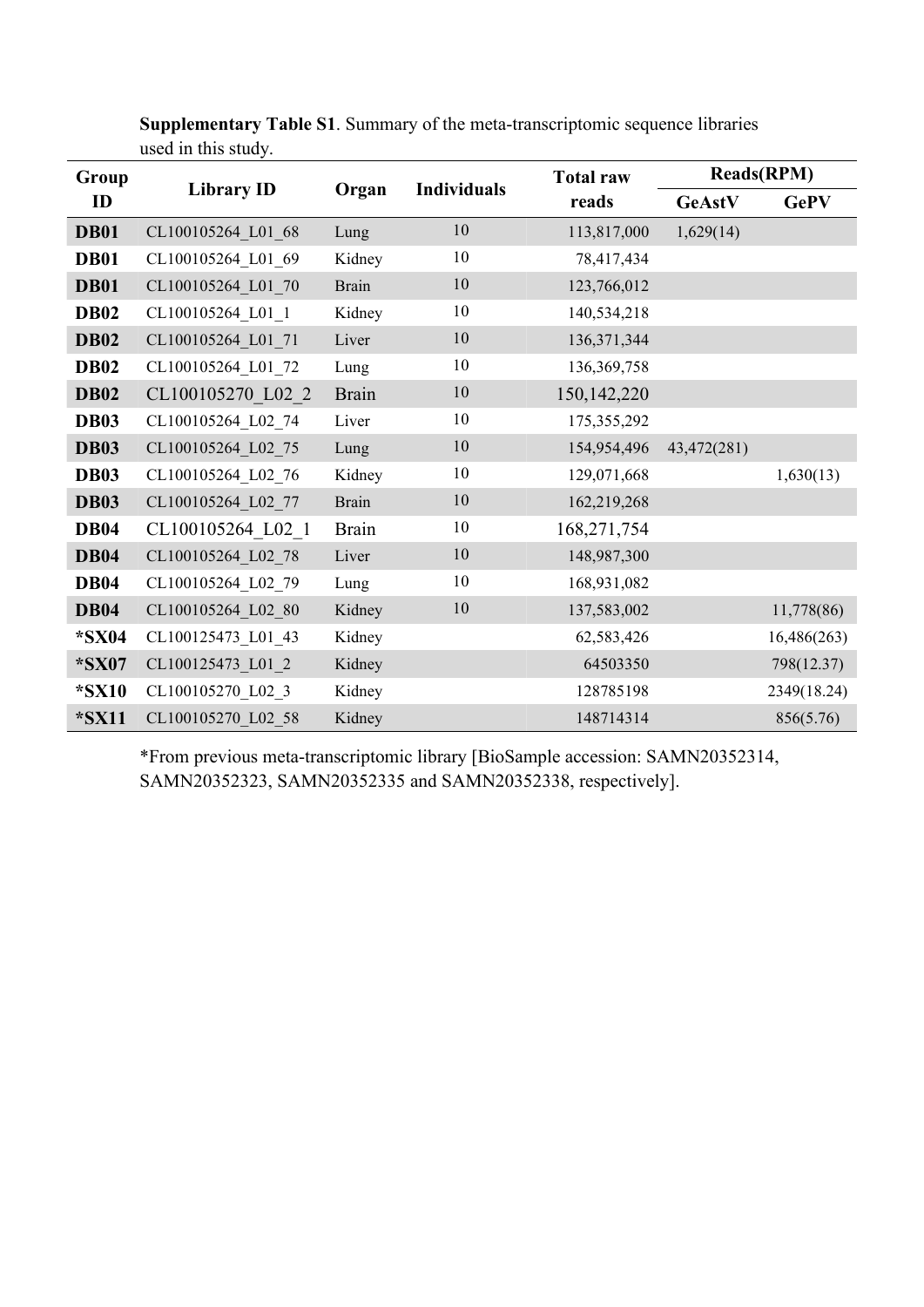**Supplementary Table S1**. Summary of the meta-transcriptomic sequence libraries used in this study.

| Group ID | Library ID | Organ | Individuals | Total raw reads | Reads(RPM) | |
|---|---|---|---|---|---|---|
| | | | | | GeAstV | GePV |
| **DB01** | CL100105264_L01_68 | Lung | 10 | 113,817,000 | 1,629(14) | |
| **DB01** | CL100105264_L01_69 | Kidney | 10 | 78,417,434 | | |
| **DB01** | CL100105264_L01_70 | Brain | 10 | 123,766,012 | | |
| **DB02** | CL100105264_L01_1 | Kidney | 10 | 140,534,218 | | |
| **DB02** | CL100105264_L01_71 | Liver | 10 | 136,371,344 | | |
| **DB02** | CL100105264_L01_72 | Lung | 10 | 136,369,758 | | |
| **DB02** | CL100105270_L02_2 | Brain | 10 | 150,142,220 | | |
| **DB03** | CL100105264_L02_74 | Liver | 10 | 175,355,292 | | |
| **DB03** | CL100105264_L02_75 | Lung | 10 | 154,954,496 | 43,472(281) | |
| **DB03** | CL100105264_L02_76 | Kidney | 10 | 129,071,668 | | 1,630(13) |
| **DB03** | CL100105264_L02_77 | Brain | 10 | 162,219,268 | | |
| **DB04** | CL100105264_L02_1 | Brain | 10 | 168,271,754 | | |
| **DB04** | CL100105264_L02_78 | Liver | 10 | 148,987,300 | | |
| **DB04** | CL100105264_L02_79 | Lung | 10 | 168,931,082 | | |
| **DB04** | CL100105264_L02_80 | Kidney | 10 | 137,583,002 | | 11,778(86) |
| ***SX04** | CL100125473_L01_43 | Kidney | | 62,583,426 | | 16,486(263) |
| ***SX07** | CL100125473_L01_2 | Kidney | | 64503350 | | 798(12.37) |
| ***SX10** | CL100105270_L02_3 | Kidney | | 128785198 | | 2349(18.24) |
| ***SX11** | CL100105270_L02_58 | Kidney | | 148714314 | | 856(5.76) |

*From previous meta-transcriptomic library [BioSample accession: SAMN20352314, SAMN20352323, SAMN20352335 and SAMN20352338, respectively].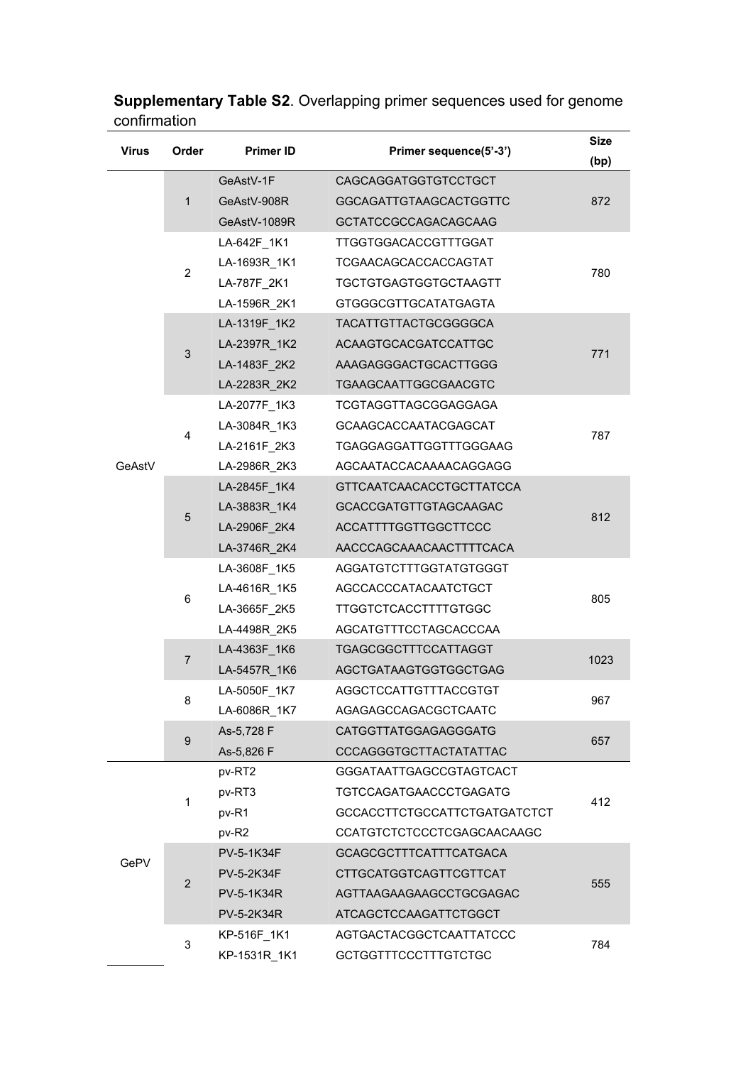**Supplementary Table S2**. Overlapping primer sequences used for genome confirmation

| Virus | Order | Primer ID | Primer sequence(5'-3') | Size (bp) |
|---|---|---|---|---|
| GeAstV | 1 | GeAstV-1F | CAGCAGGATGGTGTCCTGCT | 872 |
| | | GeAstV-908R | GGCAGATTGTAAGCACTGGTTC | |
| | | GeAstV-1089R | GCTATCCGCCAGACAGCAAG | |
| | 2 | LA-642F_1K1 | TTGGTGGACACCGTTTGGAT | 780 |
| | | LA-1693R_1K1 | TCGAACAGCACCACCAGTAT | |
| | | LA-787F_2K1 | TGCTGTGAGTGGTGCTAAGTT | |
| | | LA-1596R_2K1 | GTGGGCGTTGCATATGAGTA | |
| | 3 | LA-1319F_1K2 | TACATTGTTACTGCGGGGCA | 771 |
| | | LA-2397R_1K2 | ACAAGTGCACGATCCATTGC | |
| | | LA-1483F_2K2 | AAAGAGGGACTGCACTTGGG | |
| | | LA-2283R_2K2 | TGAAGCAATTGGCGAACGTC | |
| | 4 | LA-2077F_1K3 | TCGTAGGTTAGCGGAGGAGA | 787 |
| | | LA-3084R_1K3 | GCAAGCACCAATACGAGCAT | |
| | | LA-2161F_2K3 | TGAGGAGGATTGGTTTGGGAAG | |
| | | LA-2986R_2K3 | AGCAATACCACAAAACAGGAGG | |
| | 5 | LA-2845F_1K4 | GTTCAATCAACACCTGCTTATCCA | 812 |
| | | LA-3883R_1K4 | GCACCGATGTTGTAGCAAGAC | |
| | | LA-2906F_2K4 | ACCATTTTGGTTGGCTTCCC | |
| | | LA-3746R_2K4 | AACCCAGCAAACAACTTTTCACA | |
| | 6 | LA-3608F_1K5 | AGGATGTCTTTGGTATGTGGGT | 805 |
| | | LA-4616R_1K5 | AGCCACCCATACAATCTGCT | |
| | | LA-3665F_2K5 | TTGGTCTCACCTTTTGTGGC | |
| | | LA-4498R_2K5 | AGCATGTTTCCTAGCACCCAA | |
| | 7 | LA-4363F_1K6 | TGAGCGGCTTTCCATTAGGT | 1023 |
| | | LA-5457R_1K6 | AGCTGATAAGTGGTGGCTGAG | |
| | 8 | LA-5050F_1K7 | AGGCTCCATTGTTTACCGTGT | 967 |
| | | LA-6086R_1K7 | AGAGAGCCAGACGCTCAATC | |
| | 9 | As-5,728 F | CATGGTTATGGAGAGGGATG | 657 |
| | | As-5,826 F | CCCAGGGTGCTTACTATATTAC | |
| GePV | 1 | pv-RT2 | GGGATAATTGAGCCGTAGTCACT | 412 |
| | | pv-RT3 | TGTCCAGATGAACCCTGAGATG | |
| | | pv-R1 | GCCACCTTCTGCCATTCTGATGATCTCT | |
| | | pv-R2 | CCATGTCTCTCCCTCGAGCAACAAGC | |
| | 2 | PV-5-1K34F | GCAGCGCTTTCATTTCATGACA | 555 |
| | | PV-5-2K34F | CTTGCATGGTCAGTTCGTTCAT | |
| | | PV-5-1K34R | AGTTAAGAAGAAGCCTGCGAGAC | |
| | | PV-5-2K34R | ATCAGCTCCAAGATTCTGGCT | |
| | 3 | KP-516F_1K1 | AGTGACTACGGCTCAATTATCCC | 784 |
| | | KP-1531R_1K1 | GCTGGTTTCCCTTTGTCTGC | |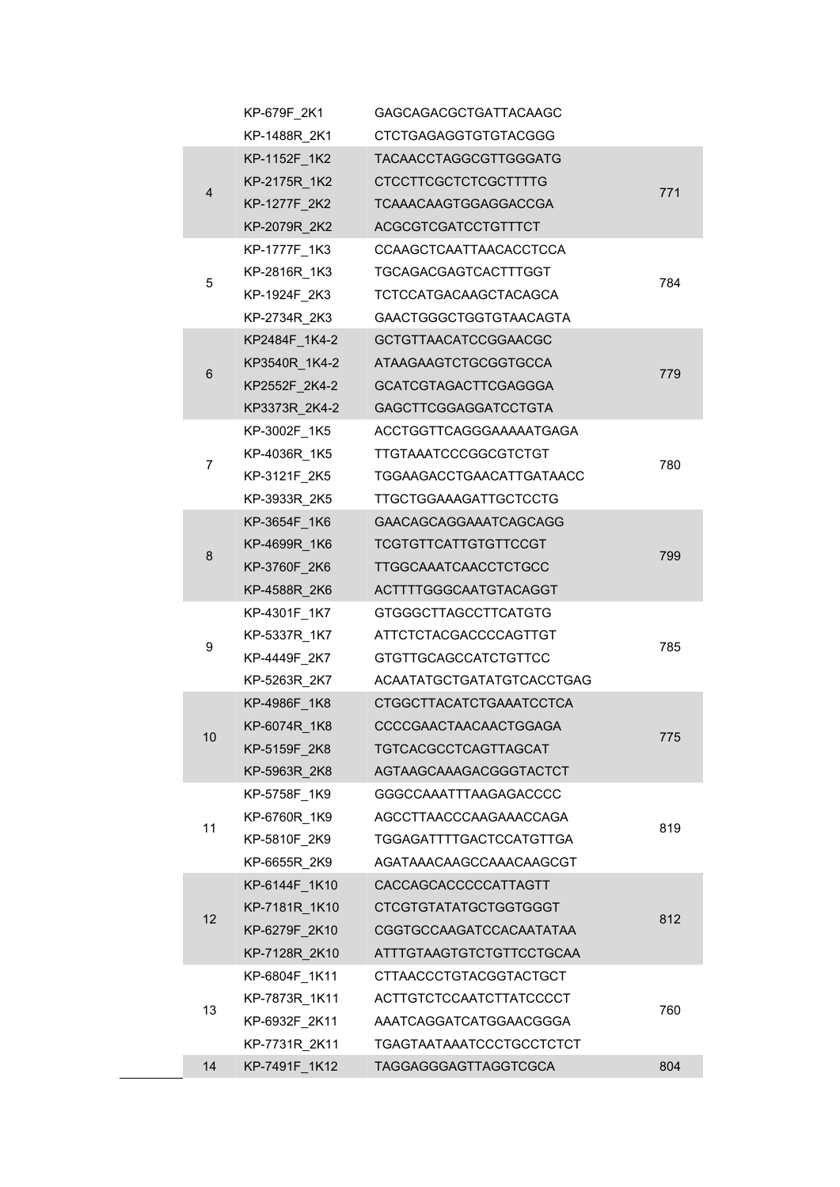|  | KP-679F_2K1 | GAGCAGACGCTGATTACAAGC |  |
|---|---|---|---|
|  | KP-1488R_2K1 | CTCTGAGAGGTGTGTACGGG |  |
| 4 | KP-1152F_1K2 | TACAACCTAGGCGTTGGGATG | 771 |
|  | KP-2175R_1K2 | CTCCTTCGCTCTCGCTTTTG |  |
|  | KP-1277F_2K2 | TCAAACAAGTGGAGGACCGA |  |
|  | KP-2079R_2K2 | ACGCGTCGATCCTGTTTCT |  |
| 5 | KP-1777F_1K3 | CCAAGCTCAATTAACACCTCCA | 784 |
|  | KP-2816R_1K3 | TGCAGACGAGTCACTTTGGT |  |
|  | KP-1924F_2K3 | TCTCCATGACAAGCTACAGCA |  |
|  | KP-2734R_2K3 | GAACTGGGCTGGTGTAACAGTA |  |
| 6 | KP2484F_1K4-2 | GCTGTTAACATCCGGAACGC | 779 |
|  | KP3540R_1K4-2 | ATAAGAAGTCTGCGGTGCCA |  |
|  | KP2552F_2K4-2 | GCATCGTAGACTTCGAGGGA |  |
|  | KP3373R_2K4-2 | GAGCTTCGGAGGATCCTGTA |  |
| 7 | KP-3002F_1K5 | ACCTGGTTCAGGGAAAAATGAGA | 780 |
|  | KP-4036R_1K5 | TTGTAAATCCCGGCGTCTGT |  |
|  | KP-3121F_2K5 | TGGAAGACCTGAACATTGATAACC |  |
|  | KP-3933R_2K5 | TTGCTGGAAAGATTGCTCCTG |  |
| 8 | KP-3654F_1K6 | GAACAGCAGGAAATCAGCAGG | 799 |
|  | KP-4699R_1K6 | TCGTGTTCATTGTGTTCCGT |  |
|  | KP-3760F_2K6 | TTGGCAAATCAACCTCTGCC |  |
|  | KP-4588R_2K6 | ACTTTTGGGCAATGTACAGGT |  |
| 9 | KP-4301F_1K7 | GTGGGCTTAGCCTTCATGTG | 785 |
|  | KP-5337R_1K7 | ATTCTCTACGACCCCAGTTGT |  |
|  | KP-4449F_2K7 | GTGTTGCAGCCATCTGTTCC |  |
|  | KP-5263R_2K7 | ACAATATGCTGATATGTCACCTGAG |  |
| 10 | KP-4986F_1K8 | CTGGCTTACATCTGAAATCCTCA | 775 |
|  | KP-6074R_1K8 | CCCCGAACTAACAACTGGAGA |  |
|  | KP-5159F_2K8 | TGTCACGCCTCAGTTAGCAT |  |
|  | KP-5963R_2K8 | AGTAAGCAAAGACGGGTACTCT |  |
| 11 | KP-5758F_1K9 | GGGCCAAATTTAAGAGACCCC | 819 |
|  | KP-6760R_1K9 | AGCCTTAACCCAAGAAACCAGA |  |
|  | KP-5810F_2K9 | TGGAGATTTTGACTCCATGTTGA |  |
|  | KP-6655R_2K9 | AGATAAACAAGCCAAACAAGCGT |  |
| 12 | KP-6144F_1K10 | CACCAGCACCCCCATTAGTT | 812 |
|  | KP-7181R_1K10 | CTCGTGTATATGCTGGTGGGT |  |
|  | KP-6279F_2K10 | CGGTGCCAAGATCCACAATATAA |  |
|  | KP-7128R_2K10 | ATTTGTAAGTGTCTGTTCCTGCAA |  |
| 13 | KP-6804F_1K11 | CTTAACCCTGTACGGTACTGCT | 760 |
|  | KP-7873R_1K11 | ACTTGTCTCCAATCTTATCCCCT |  |
|  | KP-6932F_2K11 | AAATCAGGATCATGGAACGGGA |  |
|  | KP-7731R_2K11 | TGAGTAATAAATCCCTGCCTCTCT |  |
| 14 | KP-7491F_1K12 | TAGGAGGGAGTTAGGTCGCA | 804 |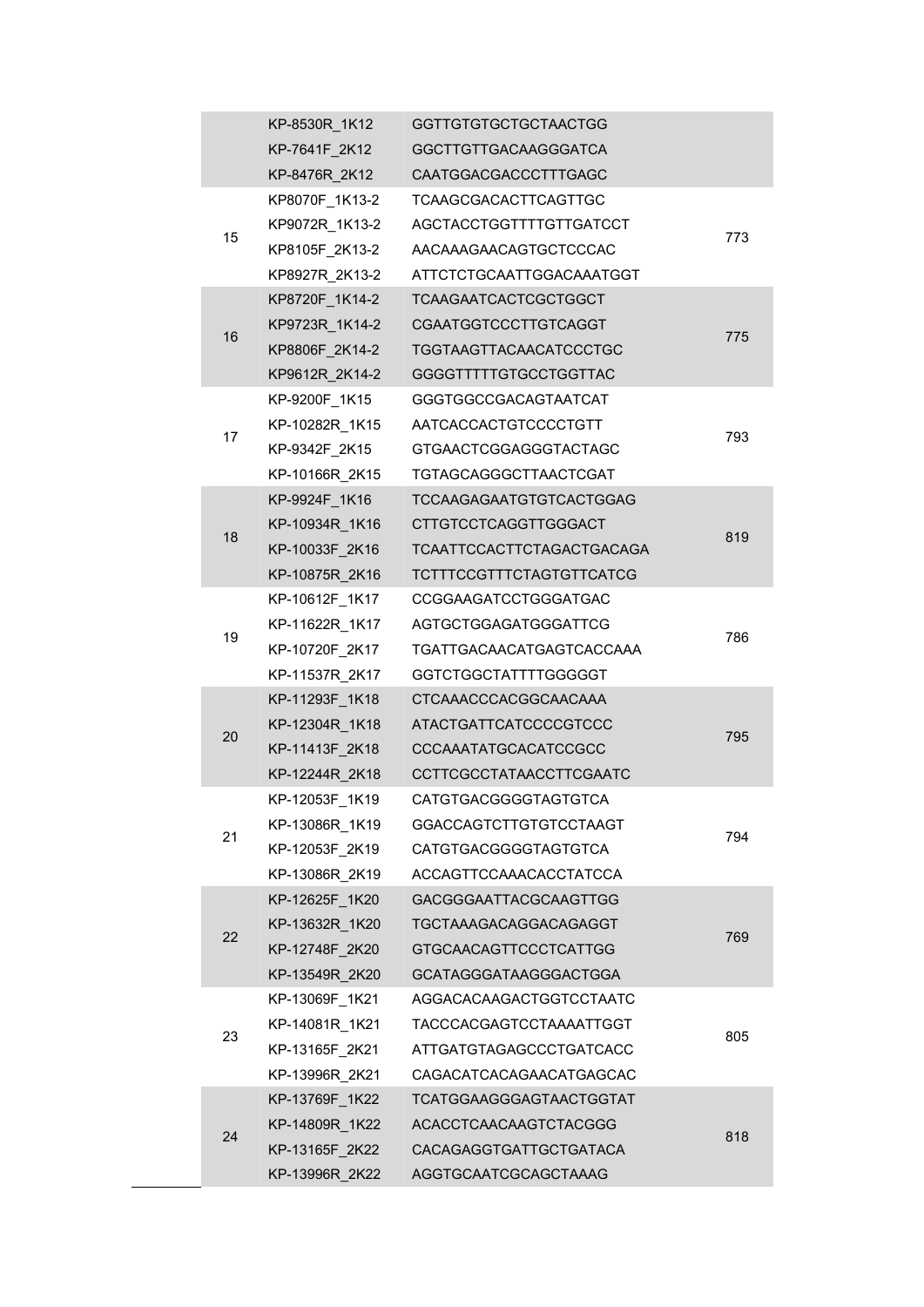| | KP-8530R_1K12 | GGTTGTGTGCTGCTAACTGG | |
|---|---|---|---|
| | KP-7641F_2K12 | GGCTTGTTGACAAGGGATCA | |
| | KP-8476R_2K12 | CAATGGACGACCCTTTGAGC | |
| 15 | KP8070F_1K13-2 | TCAAGCGACACTTCAGTTGC | 773 |
| | KP9072R_1K13-2 | AGCTACCTGGTTTTGTTGATCCT | |
| | KP8105F_2K13-2 | AACAAAGAACAGTGCTCCCAC | |
| | KP8927R_2K13-2 | ATTCTCTGCAATTGGACAAATGGT | |
| 16 | KP8720F_1K14-2 | TCAAGAATCACTCGCTGGCT | 775 |
| | KP9723R_1K14-2 | CGAATGGTCCCTTGTCAGGT | |
| | KP8806F_2K14-2 | TGGTAAGTTACAACATCCCTGC | |
| | KP9612R_2K14-2 | GGGGTTTTTGTGCCTGGTTAC | |
| 17 | KP-9200F_1K15 | GGGTGGCCGACAGTAATCAT | 793 |
| | KP-10282R_1K15 | AATCACCACTGTCCCCTGTT | |
| | KP-9342F_2K15 | GTGAACTCGGAGGGTACTAGC | |
| | KP-10166R_2K15 | TGTAGCAGGGCTTAACTCGAT | |
| 18 | KP-9924F_1K16 | TCCAAGAGAATGTGTCACTGGAG | 819 |
| | KP-10934R_1K16 | CTTGTCCTCAGGTTGGGACT | |
| | KP-10033F_2K16 | TCAATTCCACTTCTAGACTGACAGA | |
| | KP-10875R_2K16 | TCTTTCCGTTTCTAGTGTTCATCG | |
| 19 | KP-10612F_1K17 | CCGGAAGATCCTGGGATGAC | 786 |
| | KP-11622R_1K17 | AGTGCTGGAGATGGGATTCG | |
| | KP-10720F_2K17 | TGATTGACAACATGAGTCACCAAA | |
| | KP-11537R_2K17 | GGTCTGGCTATTTTGGGGGT | |
| 20 | KP-11293F_1K18 | CTCAAACCCACGGCAACAAA | 795 |
| | KP-12304R_1K18 | ATACTGATTCATCCCCGTCCC | |
| | KP-11413F_2K18 | CCCAAATATGCACATCCGCC | |
| | KP-12244R_2K18 | CCTTCGCCTATAACCTTCGAATC | |
| 21 | KP-12053F_1K19 | CATGTGACGGGGTAGTGTCA | 794 |
| | KP-13086R_1K19 | GGACCAGTCTTGTGTCCTAAGT | |
| | KP-12053F_2K19 | CATGTGACGGGGTAGTGTCA | |
| | KP-13086R_2K19 | ACCAGTTCCAAACACCTATCCA | |
| 22 | KP-12625F_1K20 | GACGGGAATTACGCAAGTTGG | 769 |
| | KP-13632R_1K20 | TGCTAAAGACAGGACAGAGGT | |
| | KP-12748F_2K20 | GTGCAACAGTTCCCTCATTGG | |
| | KP-13549R_2K20 | GCATAGGGATAAGGGACTGGA | |
| 23 | KP-13069F_1K21 | AGGACACAAGACTGGTCCTAATC | 805 |
| | KP-14081R_1K21 | TACCCACGAGTCCTAAAATTGGT | |
| | KP-13165F_2K21 | ATTGATGTAGAGCCCTGATCACC | |
| | KP-13996R_2K21 | CAGACATCACAGAACATGAGCAC | |
| 24 | KP-13769F_1K22 | TCATGGAAGGGAGTAACTGGTAT | 818 |
| | KP-14809R_1K22 | ACACCTCAACAAGTCTACGGG | |
| | KP-13165F_2K22 | CACAGAGGTGATTGCTGATACA | |
| | KP-13996R_2K22 | AGGTGCAATCGCAGCTAAAG | |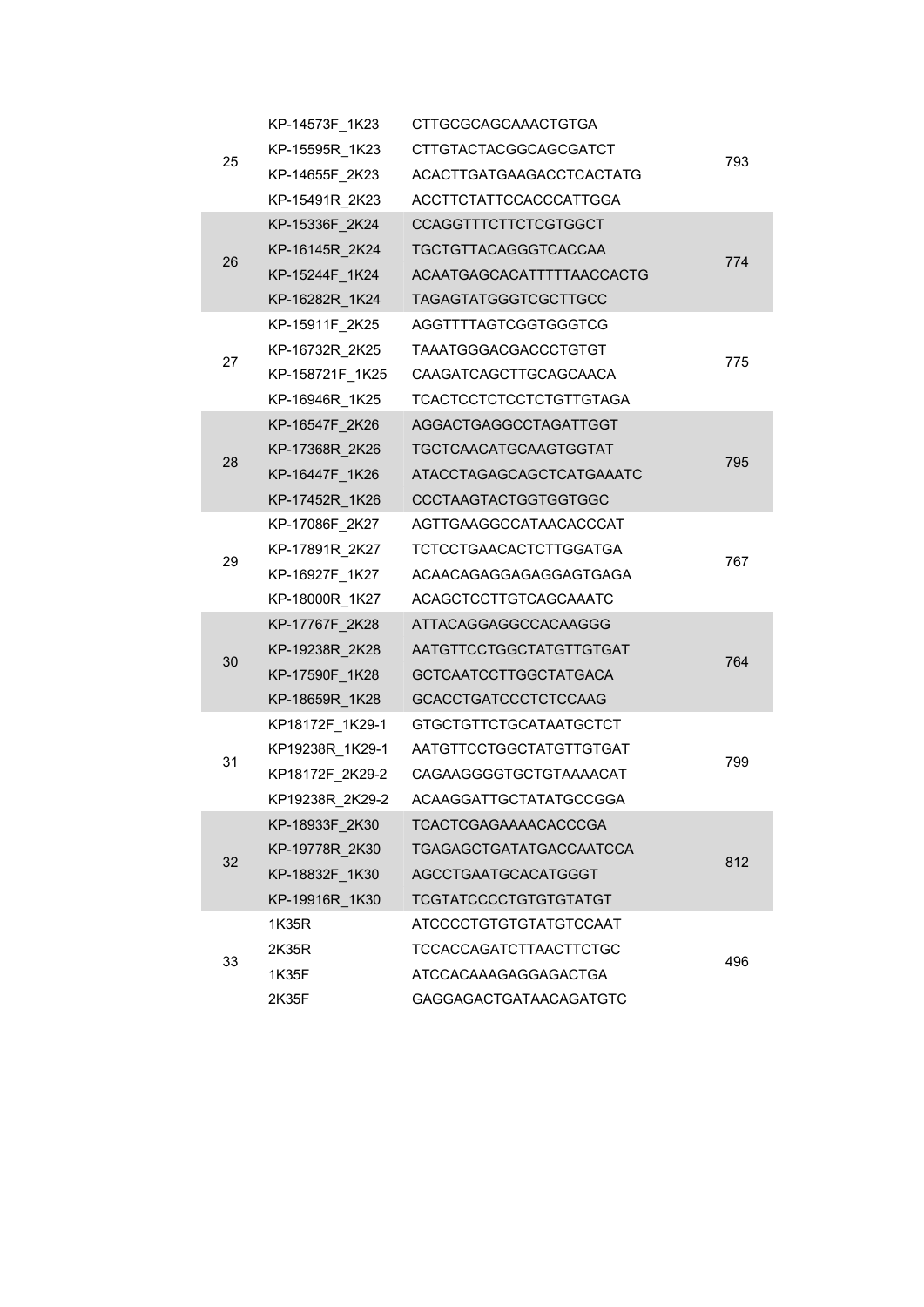| | | | |
|---|---|---|---|
| 25 | KP-14573F_1K23 | CTTGCGCAGCAAACTGTGA | 793 |
| | KP-15595R_1K23 | CTTGTACTACGGCAGCGATCT | |
| | KP-14655F_2K23 | ACACTTGATGAAGACCTCACTATG | |
| | KP-15491R_2K23 | ACCTTCTATTCCACCCATTGGA | |
| 26 | KP-15336F_2K24 | CCAGGTTTCTTCTCGTGGCT | 774 |
| | KP-16145R_2K24 | TGCTGTTACAGGGTCACCAA | |
| | KP-15244F_1K24 | ACAATGAGCACATTTTTAACCACTG | |
| | KP-16282R_1K24 | TAGAGTATGGGTCGCTTGCC | |
| 27 | KP-15911F_2K25 | AGGTTTTAGTCGGTGGGTCG | 775 |
| | KP-16732R_2K25 | TAAATGGGACGACCCTGTGT | |
| | KP-158721F_1K25 | CAAGATCAGCTTGCAGCAACA | |
| | KP-16946R_1K25 | TCACTCCTCTCCTCTGTTGTAGA | |
| 28 | KP-16547F_2K26 | AGGACTGAGGCCTAGATTGGT | 795 |
| | KP-17368R_2K26 | TGCTCAACATGCAAGTGGTAT | |
| | KP-16447F_1K26 | ATACCTAGAGCAGCTCATGAAATC | |
| | KP-17452R_1K26 | CCCTAAGTACTGGTGGTGGC | |
| 29 | KP-17086F_2K27 | AGTTGAAGGCCATAACACCCAT | 767 |
| | KP-17891R_2K27 | TCTCCTGAACACTCTTGGATGA | |
| | KP-16927F_1K27 | ACAACAGAGGAGAGGAGTGAGA | |
| | KP-18000R_1K27 | ACAGCTCCTTGTCAGCAAATC | |
| 30 | KP-17767F_2K28 | ATTACAGGAGGCCACAAGGG | 764 |
| | KP-19238R_2K28 | AATGTTCCTGGCTATGTTGTGAT | |
| | KP-17590F_1K28 | GCTCAATCCTTGGCTATGACA | |
| | KP-18659R_1K28 | GCACCTGATCCCTCTCCAAG | |
| 31 | KP18172F_1K29-1 | GTGCTGTTCTGCATAATGCTCT | 799 |
| | KP19238R_1K29-1 | AATGTTCCTGGCTATGTTGTGAT | |
| | KP18172F_2K29-2 | CAGAAGGGGTGCTGTAAAACAT | |
| | KP19238R_2K29-2 | ACAAGGATTGCTATATGCCGGA | |
| 32 | KP-18933F_2K30 | TCACTCGAGAAAACACCCGA | 812 |
| | KP-19778R_2K30 | TGAGAGCTGATATGACCAATCCA | |
| | KP-18832F_1K30 | AGCCTGAATGCACATGGGT | |
| | KP-19916R_1K30 | TCGTATCCCCTGTGTGTATGT | |
| 33 | 1K35R | ATCCCCTGTGTGTATGTCCAAT | 496 |
| | 2K35R | TCCACCAGATCTTAACTTCTGC | |
| | 1K35F | ATCCACAAAGAGGAGACTGA | |
| | 2K35F | GAGGAGACTGATAACAGATGTC | |